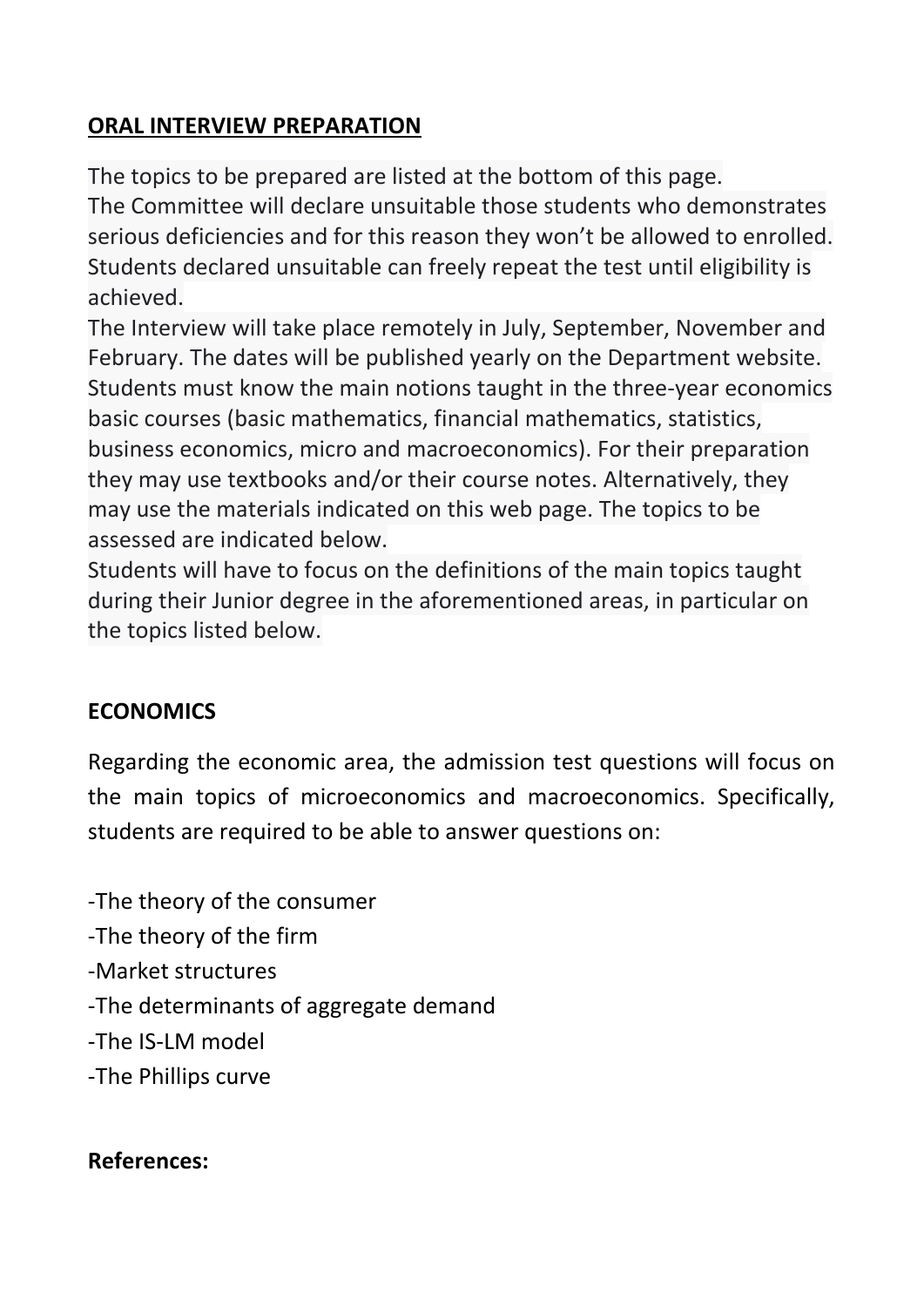## **ORAL INTERVIEW PREPARATION**

The topics to be prepared are listed at the bottom of this page.
The Committee will declare unsuitable those students who demonstrates serious deficiencies and for this reason they won't be allowed to enrolled. Students declared unsuitable can freely repeat the test until eligibility is achieved.
The Interview will take place remotely in July, September, November and February. The dates will be published yearly on the Department website. Students must know the main notions taught in the three-year economics basic courses (basic mathematics, financial mathematics, statistics, business economics, micro and macroeconomics). For their preparation they may use textbooks and/or their course notes. Alternatively, they may use the materials indicated on this web page. The topics to be assessed are indicated below.
Students will have to focus on the definitions of the main topics taught during their Junior degree in the aforementioned areas, in particular on the topics listed below.

### **ECONOMICS**

Regarding the economic area, the admission test questions will focus on the main topics of microeconomics and macroeconomics. Specifically, students are required to be able to answer questions on:

- The theory of the consumer
- The theory of the firm
- Market structures
- The determinants of aggregate demand
- The IS-LM model
- The Phillips curve

**References:**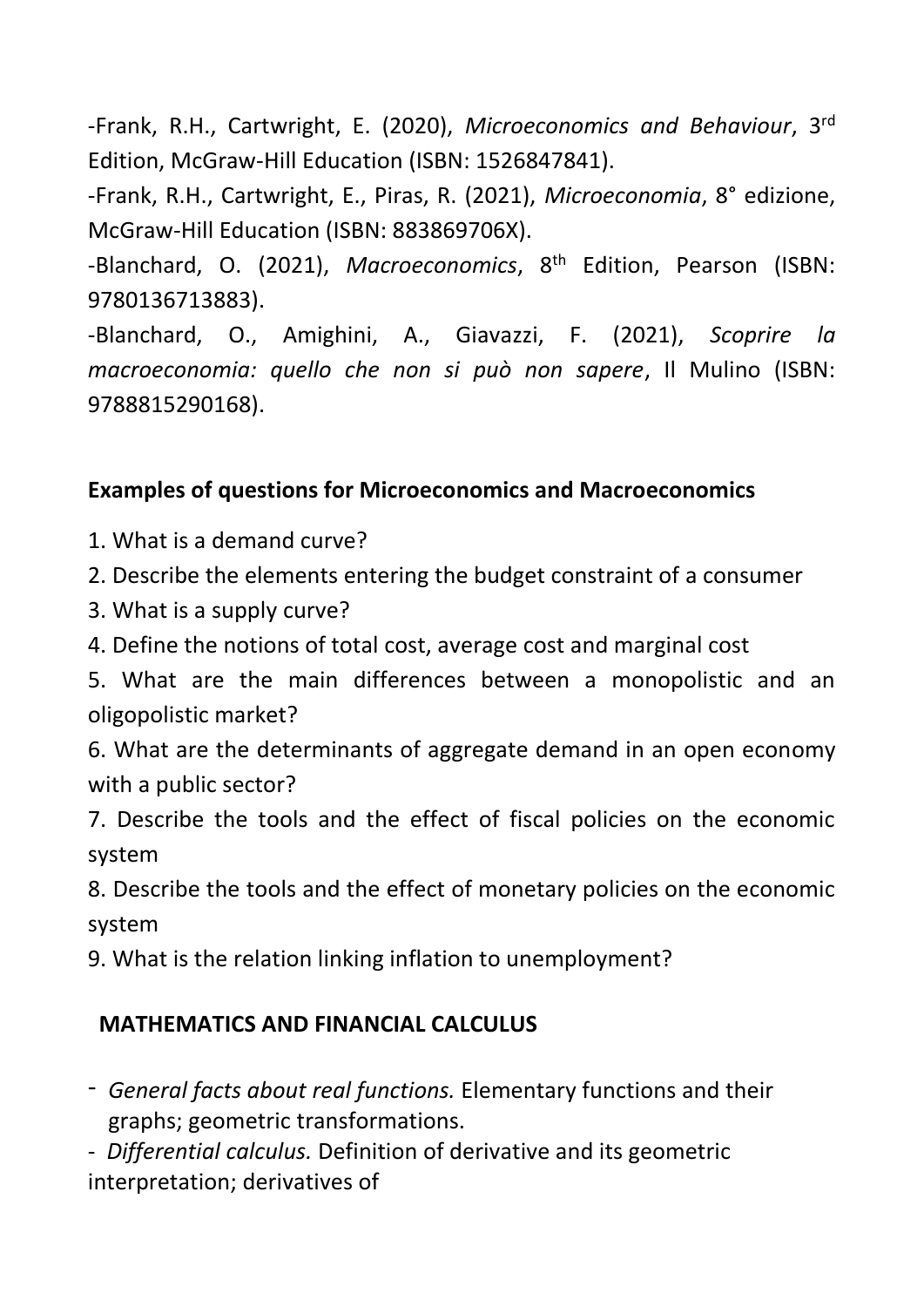-Frank, R.H., Cartwright, E. (2020), *Microeconomics and Behaviour*, 3rd Edition, McGraw-Hill Education (ISBN: 1526847841).

-Frank, R.H., Cartwright, E., Piras, R. (2021), *Microeconomia*, 8° edizione, McGraw-Hill Education (ISBN: 883869706X).

-Blanchard, O. (2021), *Macroeconomics*, 8th Edition, Pearson (ISBN: 9780136713883).

-Blanchard, O., Amighini, A., Giavazzi, F. (2021), *Scoprire la macroeconomia: quello che non si può non sapere*, Il Mulino (ISBN: 9788815290168).

**Examples of questions for Microeconomics and Macroeconomics**

1. What is a demand curve?
2. Describe the elements entering the budget constraint of a consumer
3. What is a supply curve?
4. Define the notions of total cost, average cost and marginal cost
5. What are the main differences between a monopolistic and an oligopolistic market?
6. What are the determinants of aggregate demand in an open economy with a public sector?
7. Describe the tools and the effect of fiscal policies on the economic system
8. Describe the tools and the effect of monetary policies on the economic system
9. What is the relation linking inflation to unemployment?

**MATHEMATICS AND FINANCIAL CALCULUS**

- *General facts about real functions.* Elementary functions and their graphs; geometric transformations.
- *Differential calculus.* Definition of derivative and its geometric interpretation; derivatives of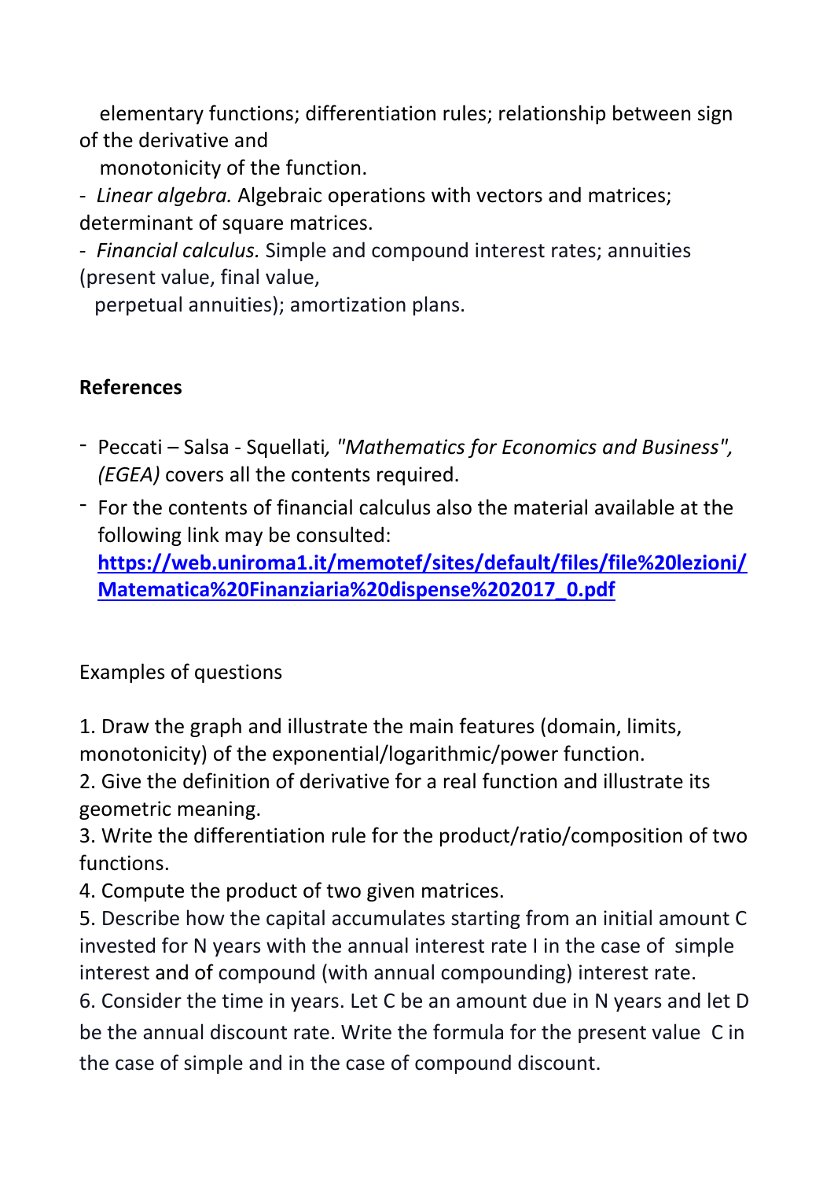elementary functions; differentiation rules; relationship between sign of the derivative and monotonicity of the function.

- *Linear algebra.* Algebraic operations with vectors and matrices; determinant of square matrices.
- *Financial calculus.* Simple and compound interest rates; annuities (present value, final value, perpetual annuities); amortization plans.

**References**

- Peccati – Salsa - Squellati*, "Mathematics for Economics and Business", (EGEA)* covers all the contents required.
- For the contents of financial calculus also the material available at the following link may be consulted: [https://web.uniroma1.it/memotef/sites/default/files/file%20lezioni/Matematica%20Finanziaria%20dispense%202017_0.pdf](https://web.uniroma1.it/memotef/sites/default/files/file%20lezioni/Matematica%20Finanziaria%20dispense%202017_0.pdf)

Examples of questions

1. Draw the graph and illustrate the main features (domain, limits, monotonicity) of the exponential/logarithmic/power function.
2. Give the definition of derivative for a real function and illustrate its geometric meaning.
3. Write the differentiation rule for the product/ratio/composition of two functions.
4. Compute the product of two given matrices.
5. Describe how the capital accumulates starting from an initial amount C invested for N years with the annual interest rate I in the case of simple interest and of compound (with annual compounding) interest rate.
6. Consider the time in years. Let C be an amount due in N years and let D be the annual discount rate. Write the formula for the present value C in the case of simple and in the case of compound discount.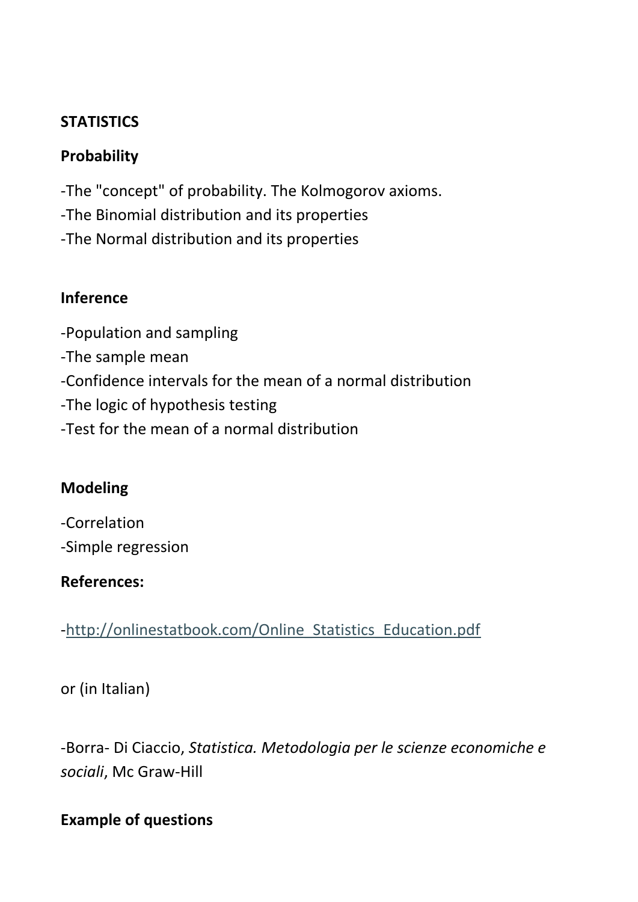**STATISTICS**

**Probability**

-The "concept" of probability. The Kolmogorov axioms.
-The Binomial distribution and its properties
-The Normal distribution and its properties

**Inference**

-Population and sampling
-The sample mean
-Confidence intervals for the mean of a normal distribution
-The logic of hypothesis testing
-Test for the mean of a normal distribution

**Modeling**

-Correlation
-Simple regression

**References:**

-http://onlinestatbook.com/Online_Statistics_Education.pdf

or (in Italian)

-Borra- Di Ciaccio, *Statistica. Metodologia per le scienze economiche e sociali*, Mc Graw-Hill

**Example of questions**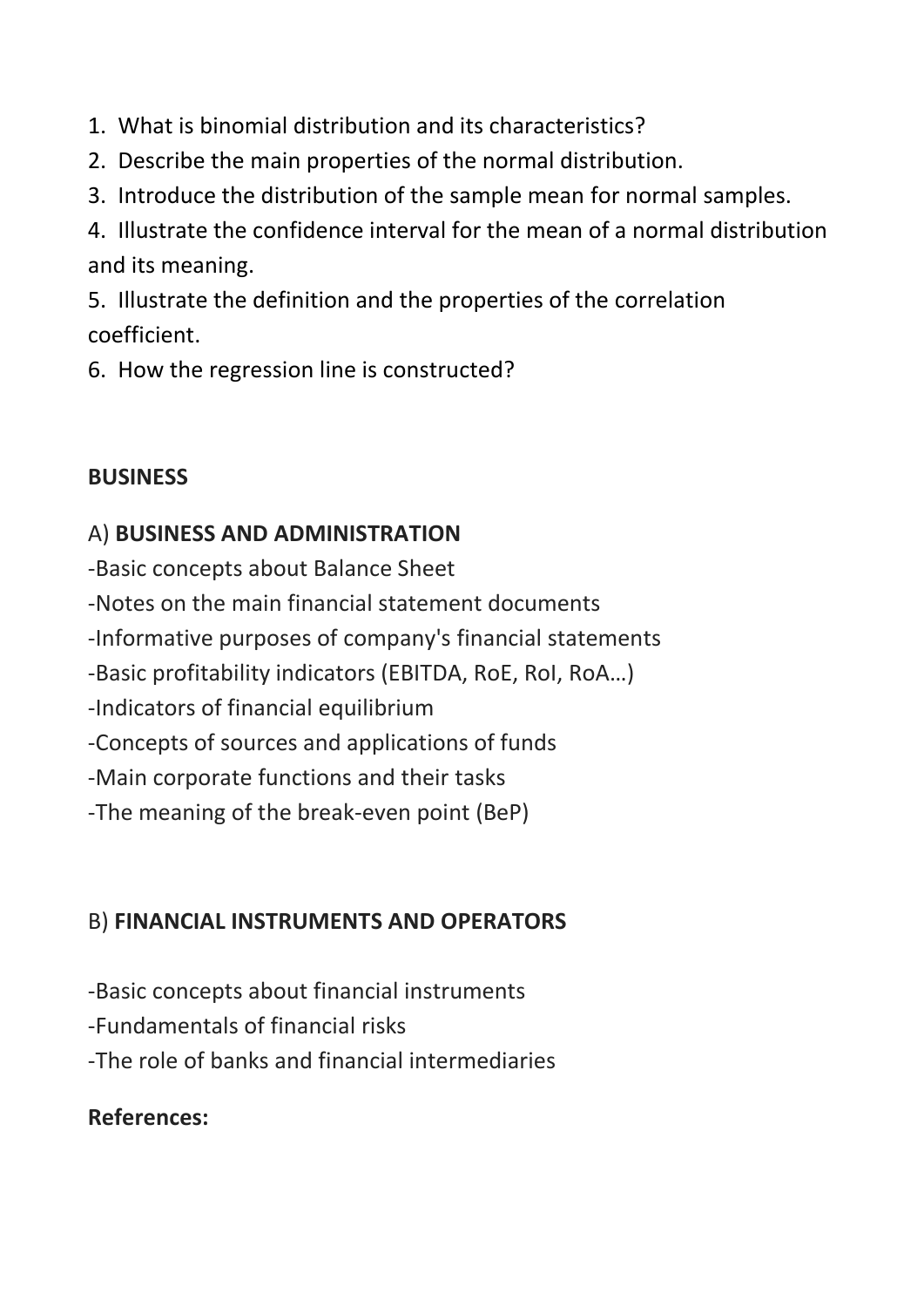1. What is binomial distribution and its characteristics?
2. Describe the main properties of the normal distribution.
3. Introduce the distribution of the sample mean for normal samples.
4. Illustrate the confidence interval for the mean of a normal distribution and its meaning.
5. Illustrate the definition and the properties of the correlation coefficient.
6. How the regression line is constructed?

**BUSINESS**

A) **BUSINESS AND ADMINISTRATION**

-Basic concepts about Balance Sheet
-Notes on the main financial statement documents
-Informative purposes of company's financial statements
-Basic profitability indicators (EBITDA, RoE, RoI, RoA…)
-Indicators of financial equilibrium
-Concepts of sources and applications of funds
-Main corporate functions and their tasks
-The meaning of the break-even point (BeP)

B) **FINANCIAL INSTRUMENTS AND OPERATORS**

-Basic concepts about financial instruments
-Fundamentals of financial risks
-The role of banks and financial intermediaries

**References:**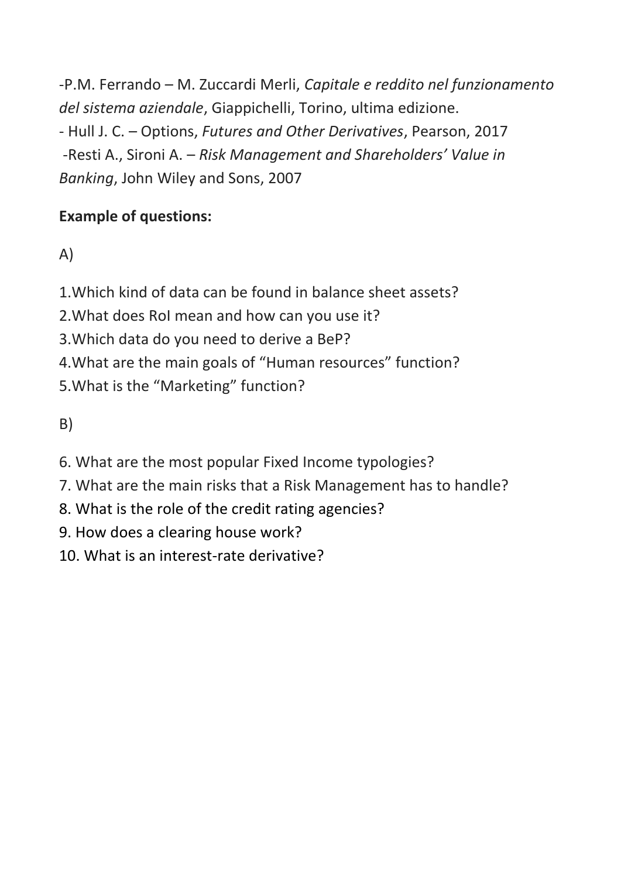-P.M. Ferrando – M. Zuccardi Merli, *Capitale e reddito nel funzionamento del sistema aziendale*, Giappichelli, Torino, ultima edizione.
- Hull J. C. – Options, *Futures and Other Derivatives*, Pearson, 2017
-Resti A., Sironi A. – *Risk Management and Shareholders' Value in Banking*, John Wiley and Sons, 2007

**Example of questions:**

A)

1.Which kind of data can be found in balance sheet assets?
2.What does RoI mean and how can you use it?
3.Which data do you need to derive a BeP?
4.What are the main goals of "Human resources" function?
5.What is the "Marketing" function?

B)

6. What are the most popular Fixed Income typologies?
7. What are the main risks that a Risk Management has to handle?
8. What is the role of the credit rating agencies?
9. How does a clearing house work?
10. What is an interest-rate derivative?